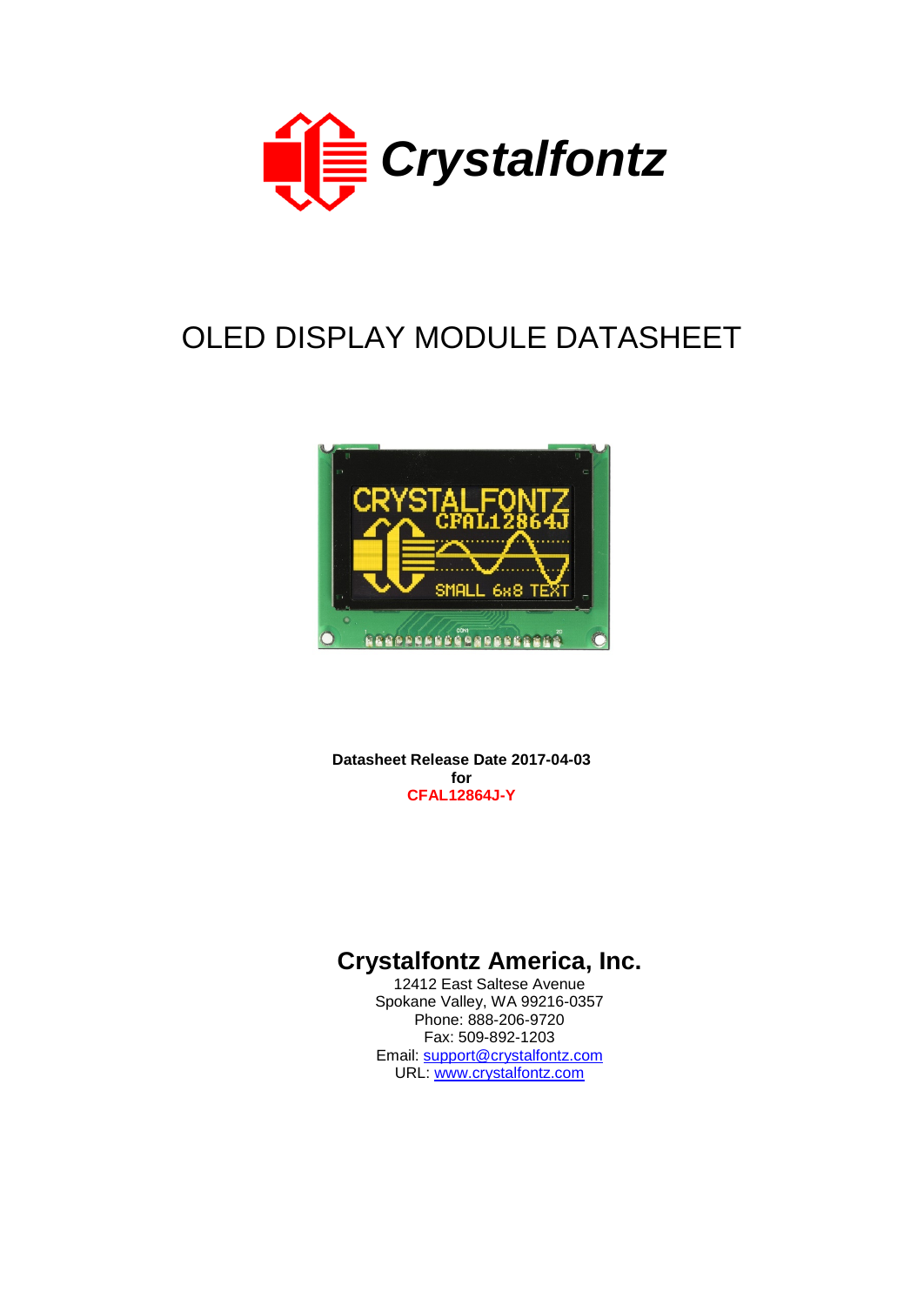Crystalfontz

# OLED DISPLAY MODULE DATASHEET

**Datasheet Release Date 2017-04-03**
**for**
**CFAL12864J-Y**

## Crystalfontz America, Inc.

12412 East Saltese Avenue
Spokane Valley, WA 99216-0357
Phone: 888-206-9720
Fax: 509-892-1203
Email: support@crystalfontz.com
URL: www.crystalfontz.com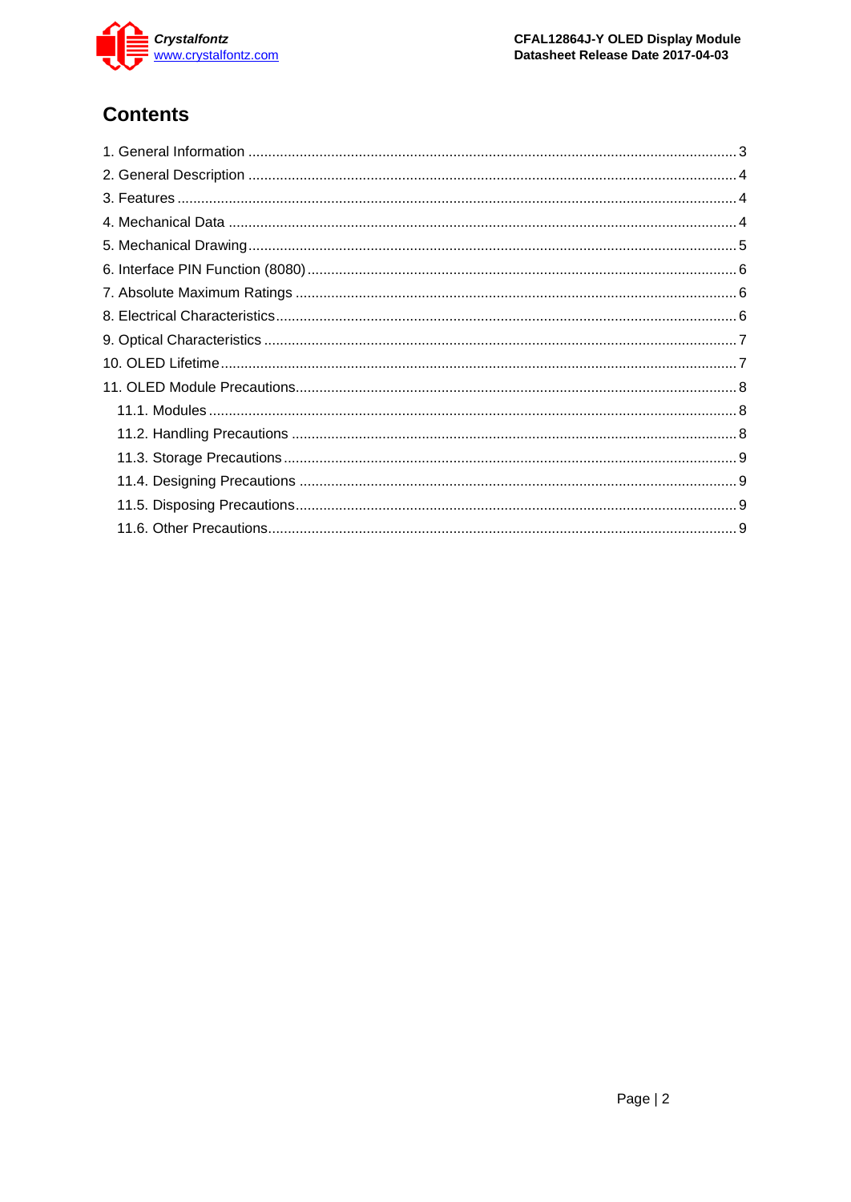# Contents

1. General Information ........................................................................................................... 3
2. General Description ........................................................................................................... 4
3. Features ............................................................................................................................. 4
4. Mechanical Data ................................................................................................................ 4
5. Mechanical Drawing .......................................................................................................... 5
6. Interface PIN Function (8080) ............................................................................................ 6
7. Absolute Maximum Ratings ............................................................................................... 6
8. Electrical Characteristics .................................................................................................... 6
9. Optical Characteristics ....................................................................................................... 7
10. OLED Lifetime .................................................................................................................. 7
11. OLED Module Precautions ............................................................................................... 8
    - 11.1. Modules ..................................................................................................................... 8
    - 11.2. Handling Precautions ................................................................................................ 8
    - 11.3. Storage Precautions .................................................................................................. 9
    - 11.4. Designing Precautions ............................................................................................. 9
    - 11.5. Disposing Precautions .............................................................................................. 9
    - 11.6. Other Precautions ..................................................................................................... 9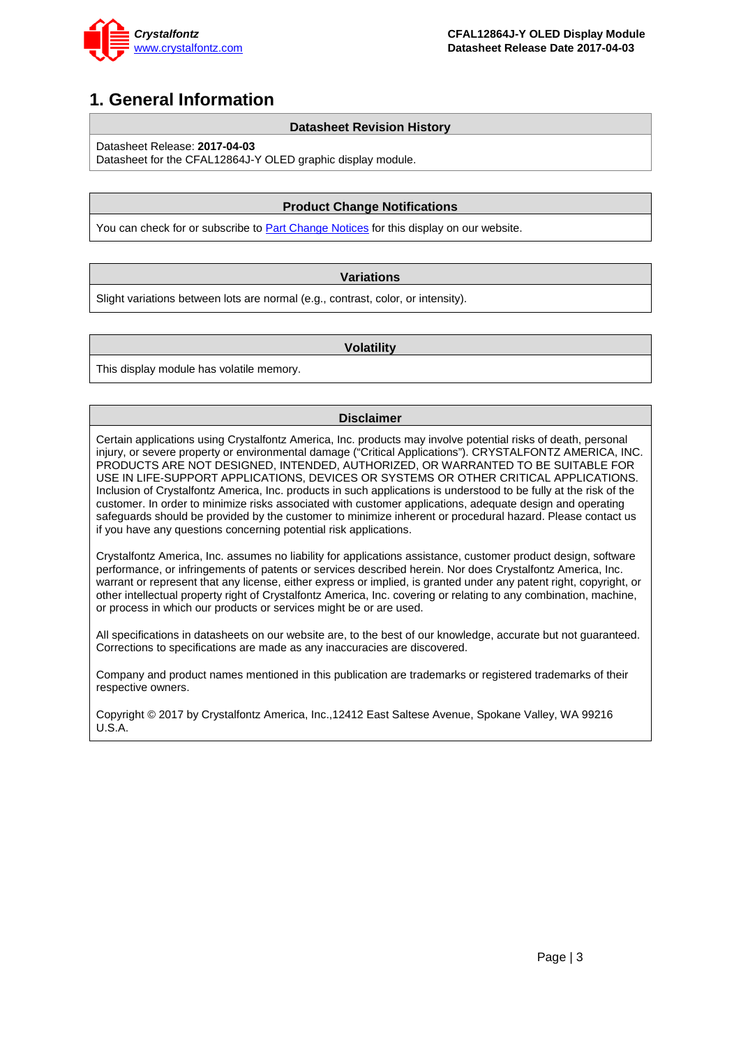# 1. General Information

| Datasheet Revision History |
|---|
| Datasheet Release: **2017-04-03**<br>Datasheet for the CFAL12864J-Y OLED graphic display module. |

| Product Change Notifications |
|---|
| You can check for or subscribe to Part Change Notices for this display on our website. |

| Variations |
|---|
| Slight variations between lots are normal (e.g., contrast, color, or intensity). |

| Volatility |
|---|
| This display module has volatile memory. |

**Disclaimer**

Certain applications using Crystalfontz America, Inc. products may involve potential risks of death, personal injury, or severe property or environmental damage ("Critical Applications"). CRYSTALFONTZ AMERICA, INC. PRODUCTS ARE NOT DESIGNED, INTENDED, AUTHORIZED, OR WARRANTED TO BE SUITABLE FOR USE IN LIFE-SUPPORT APPLICATIONS, DEVICES OR SYSTEMS OR OTHER CRITICAL APPLICATIONS. Inclusion of Crystalfontz America, Inc. products in such applications is understood to be fully at the risk of the customer. In order to minimize risks associated with customer applications, adequate design and operating safeguards should be provided by the customer to minimize inherent or procedural hazard. Please contact us if you have any questions concerning potential risk applications.

Crystalfontz America, Inc. assumes no liability for applications assistance, customer product design, software performance, or infringements of patents or services described herein. Nor does Crystalfontz America, Inc. warrant or represent that any license, either express or implied, is granted under any patent right, copyright, or other intellectual property right of Crystalfontz America, Inc. covering or relating to any combination, machine, or process in which our products or services might be or are used.

All specifications in datasheets on our website are, to the best of our knowledge, accurate but not guaranteed. Corrections to specifications are made as any inaccuracies are discovered.

Company and product names mentioned in this publication are trademarks or registered trademarks of their respective owners.

Copyright © 2017 by Crystalfontz America, Inc.,12412 East Saltese Avenue, Spokane Valley, WA 99216 U.S.A.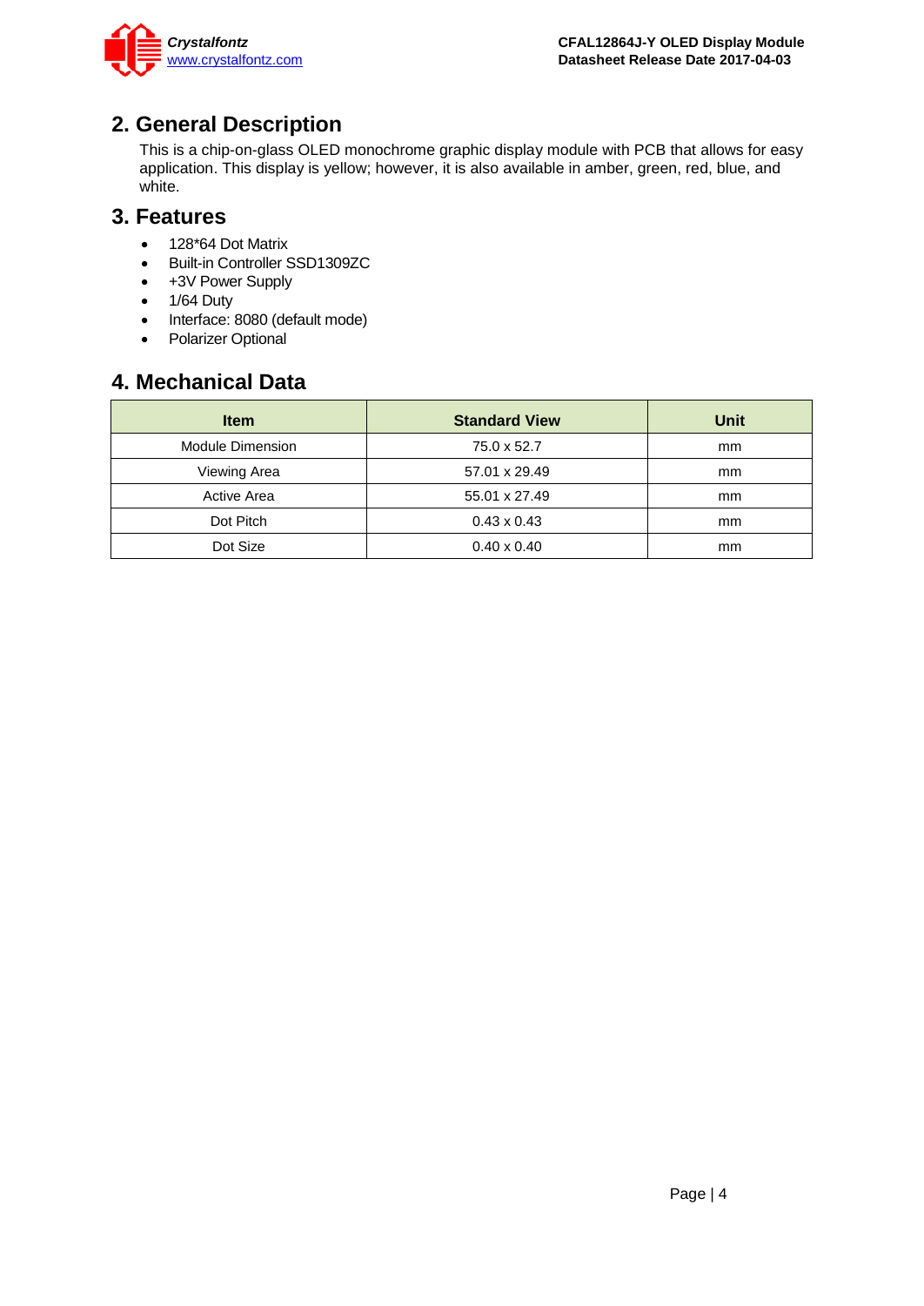## 2. General Description

This is a chip-on-glass OLED monochrome graphic display module with PCB that allows for easy application. This display is yellow; however, it is also available in amber, green, red, blue, and white.

## 3. Features

- 128*64 Dot Matrix
- Built-in Controller SSD1309ZC
- +3V Power Supply
- 1/64 Duty
- Interface: 8080 (default mode)
- Polarizer Optional

## 4. Mechanical Data

| Item | Standard View | Unit |
|---|---|---|
| Module Dimension | 75.0 x 52.7 | mm |
| Viewing Area | 57.01 x 29.49 | mm |
| Active Area | 55.01 x 27.49 | mm |
| Dot Pitch | 0.43 x 0.43 | mm |
| Dot Size | 0.40 x 0.40 | mm |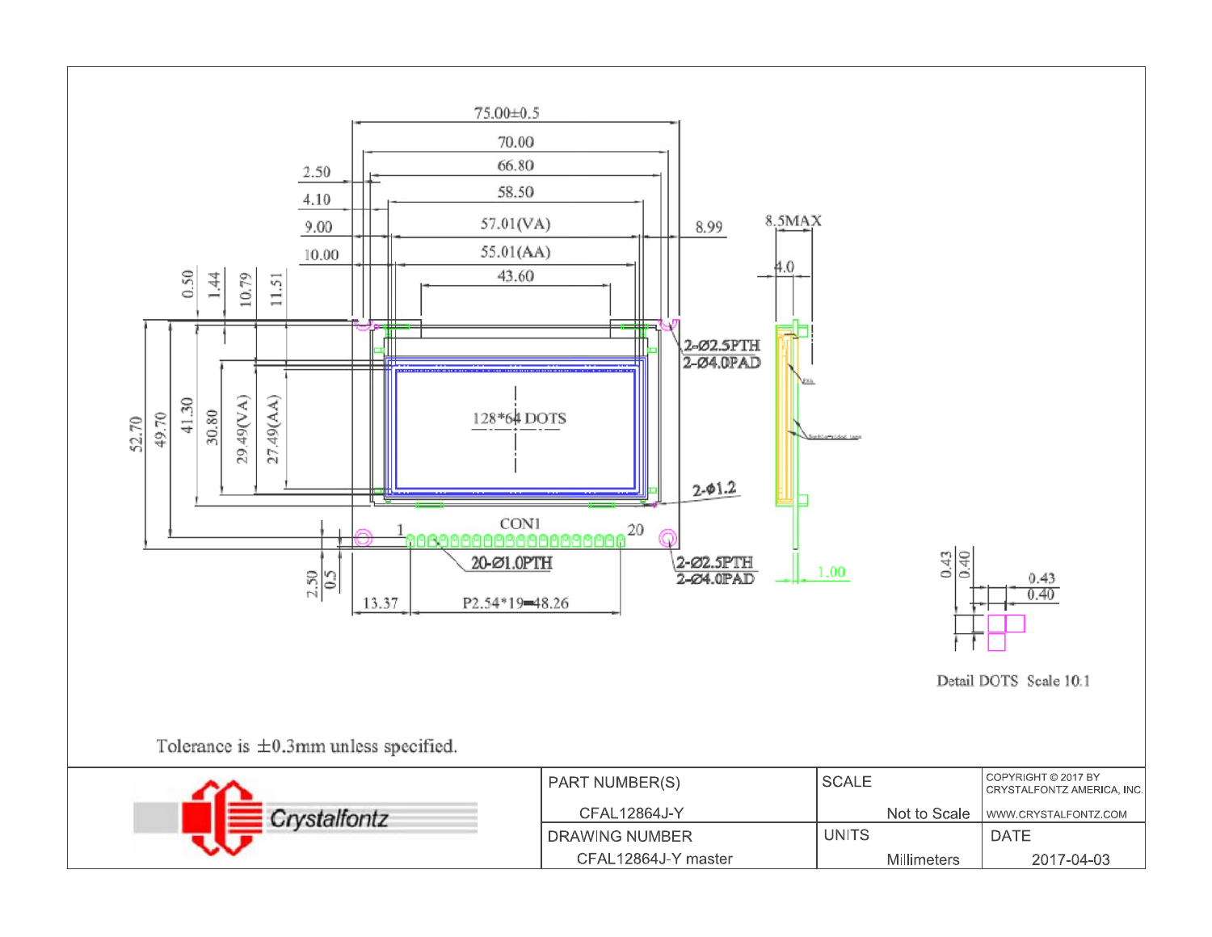75.00±0.5

70.00

66.80

58.50

57.01(VA)

55.01(AA)

43.60

2.50

4.10

9.00

10.00

8.99

8.5MAX

4.0

0.50

1.44

10.79

11.51

52.70

49.70

41.30

30.80

29.49(VA)

27.49(AA)

2-Ø2.5PTH
2-Ø4.0PAD

128*64 DOTS

2-Φ1.2

CON1

1

20

20-Ø1.0PTH

2-Ø2.5PTH
2-Ø4.0PAD

1.00

2.50

0.5

13.37

P2.54*19=48.26

0.43

0.40

0.43

0.40

Detail DOTS Scale 10:1

Tolerance is ±0.3mm unless specified.

| Crystalfontz | PART NUMBER(S) CFAL12864J-Y | SCALE Not to Scale | COPYRIGHT © 2017 BY CRYSTALFONTZ AMERICA, INC. WWW.CRYSTALFONTZ.COM |
|---|---|---|---|
| | DRAWING NUMBER CFAL12864J-Y master | UNITS Millimeters | DATE 2017-04-03 |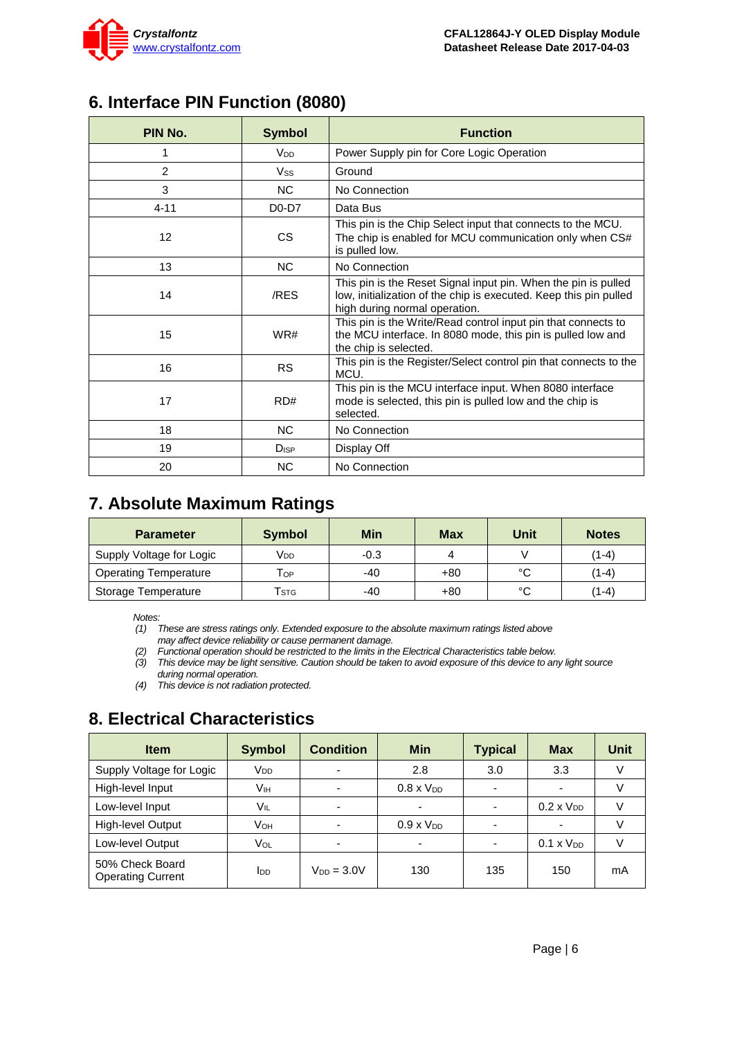## 6. Interface PIN Function (8080)

| PIN No. | Symbol | Function |
|---|---|---|
| 1 | $V_{DD}$ | Power Supply pin for Core Logic Operation |
| 2 | $V_{SS}$ | Ground |
| 3 | NC | No Connection |
| 4-11 | D0-D7 | Data Bus |
| 12 | CS | This pin is the Chip Select input that connects to the MCU. The chip is enabled for MCU communication only when CS# is pulled low. |
| 13 | NC | No Connection |
| 14 | /RES | This pin is the Reset Signal input pin. When the pin is pulled low, initialization of the chip is executed. Keep this pin pulled high during normal operation. |
| 15 | WR# | This pin is the Write/Read control input pin that connects to the MCU interface. In 8080 mode, this pin is pulled low and the chip is selected. |
| 16 | RS | This pin is the Register/Select control pin that connects to the MCU. |
| 17 | RD# | This pin is the MCU interface input. When 8080 interface mode is selected, this pin is pulled low and the chip is selected. |
| 18 | NC | No Connection |
| 19 | $D_{ISP}$ | Display Off |
| 20 | NC | No Connection |

## 7. Absolute Maximum Ratings

| Parameter | Symbol | Min | Max | Unit | Notes |
|---|---|---|---|---|---|
| Supply Voltage for Logic | $V_{DD}$ | -0.3 | 4 | V | (1-4) |
| Operating Temperature | $T_{OP}$ | -40 | +80 | °C | (1-4) |
| Storage Temperature | $T_{STG}$ | -40 | +80 | °C | (1-4) |

*Notes:*

*(1) These are stress ratings only. Extended exposure to the absolute maximum ratings listed above may affect device reliability or cause permanent damage.*

*(2) Functional operation should be restricted to the limits in the Electrical Characteristics table below.*

*(3) This device may be light sensitive. Caution should be taken to avoid exposure of this device to any light source during normal operation.*

*(4) This device is not radiation protected.*

## 8. Electrical Characteristics

| Item | Symbol | Condition | Min | Typical | Max | Unit |
|---|---|---|---|---|---|---|
| Supply Voltage for Logic | $V_{DD}$ | - | 2.8 | 3.0 | 3.3 | V |
| High-level Input | $V_{IH}$ | - | 0.8 x $V_{DD}$ | - | - | V |
| Low-level Input | $V_{IL}$ | - | - | - | 0.2 x $V_{DD}$ | V |
| High-level Output | $V_{OH}$ | - | 0.9 x $V_{DD}$ | - | - | V |
| Low-level Output | $V_{OL}$ | - | - | - | 0.1 x $V_{DD}$ | V |
| 50% Check Board Operating Current | $I_{DD}$ | $V_{DD}$ = 3.0V | 130 | 135 | 150 | mA |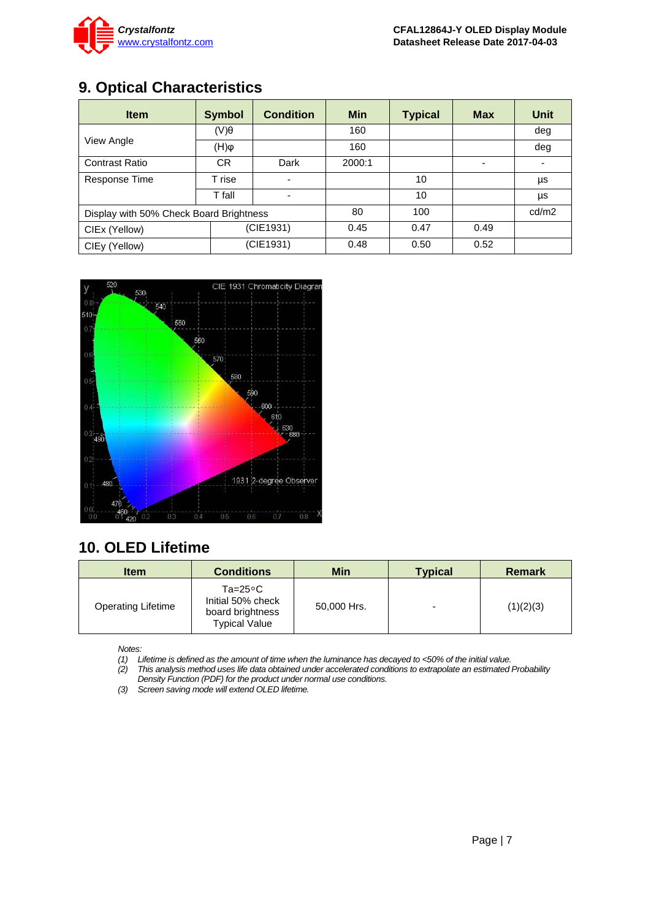## 9. Optical Characteristics

| Item | Symbol | Condition | Min | Typical | Max | Unit |
|---|---|---|---|---|---|---|
| View Angle | (V)θ | | 160 | | | deg |
| | (H)φ | | 160 | | | deg |
| Contrast Ratio | CR | Dark | 2000:1 | | - | - |
| Response Time | T rise | - | | 10 | | µs |
| | T fall | - | | 10 | | µs |
| Display with 50% Check Board Brightness | | | 80 | 100 | | cd/m2 |
| CIEx (Yellow) | (CIE1931) | | 0.45 | 0.47 | 0.49 | |
| CIEy (Yellow) | (CIE1931) | | 0.48 | 0.50 | 0.52 | |

## 10. OLED Lifetime

| Item | Conditions | Min | Typical | Remark |
|---|---|---|---|---|
| Operating Lifetime | Ta=25°C Initial 50% check board brightness Typical Value | 50,000 Hrs. | - | (1)(2)(3) |

*Notes:*

*(1) Lifetime is defined as the amount of time when the luminance has decayed to <50% of the initial value.*

*(2) This analysis method uses life data obtained under accelerated conditions to extrapolate an estimated Probability Density Function (PDF) for the product under normal use conditions.*

*(3) Screen saving mode will extend OLED lifetime.*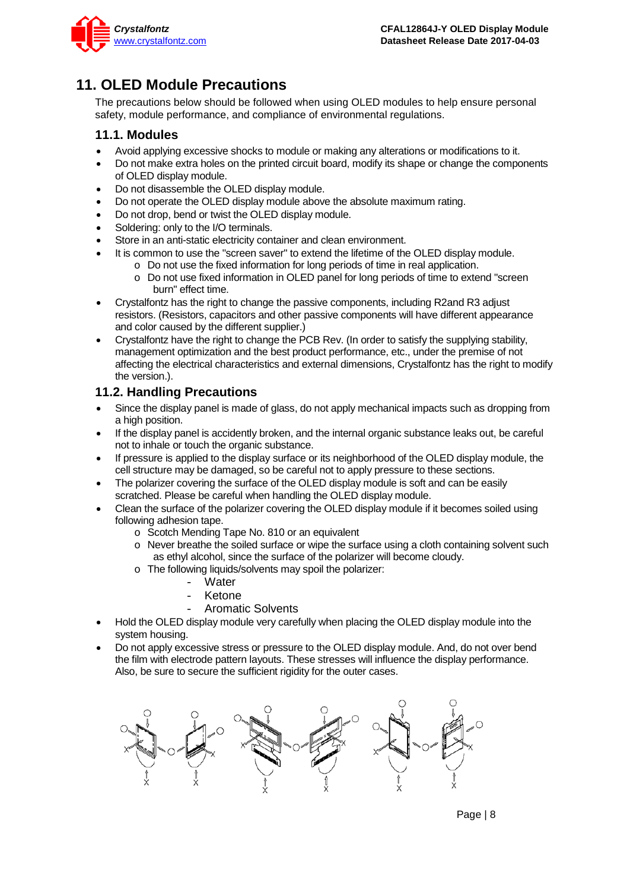# 11. OLED Module Precautions

The precautions below should be followed when using OLED modules to help ensure personal safety, module performance, and compliance of environmental regulations.

## 11.1. Modules

- Avoid applying excessive shocks to module or making any alterations or modifications to it.
- Do not make extra holes on the printed circuit board, modify its shape or change the components of OLED display module.
- Do not disassemble the OLED display module.
- Do not operate the OLED display module above the absolute maximum rating.
- Do not drop, bend or twist the OLED display module.
- Soldering: only to the I/O terminals.
- Store in an anti-static electricity container and clean environment.
- It is common to use the "screen saver" to extend the lifetime of the OLED display module.
  - Do not use the fixed information for long periods of time in real application.
  - Do not use fixed information in OLED panel for long periods of time to extend "screen burn" effect time.
- Crystalfontz has the right to change the passive components, including R2and R3 adjust resistors. (Resistors, capacitors and other passive components will have different appearance and color caused by the different supplier.)
- Crystalfontz have the right to change the PCB Rev. (In order to satisfy the supplying stability, management optimization and the best product performance, etc., under the premise of not affecting the electrical characteristics and external dimensions, Crystalfontz has the right to modify the version.).

## 11.2. Handling Precautions

- Since the display panel is made of glass, do not apply mechanical impacts such as dropping from a high position.
- If the display panel is accidently broken, and the internal organic substance leaks out, be careful not to inhale or touch the organic substance.
- If pressure is applied to the display surface or its neighborhood of the OLED display module, the cell structure may be damaged, so be careful not to apply pressure to these sections.
- The polarizer covering the surface of the OLED display module is soft and can be easily scratched. Please be careful when handling the OLED display module.
- Clean the surface of the polarizer covering the OLED display module if it becomes soiled using following adhesion tape.
  - Scotch Mending Tape No. 810 or an equivalent
  - Never breathe the soiled surface or wipe the surface using a cloth containing solvent such as ethyl alcohol, since the surface of the polarizer will become cloudy.
  - The following liquids/solvents may spoil the polarizer:
    - Water
    - Ketone
    - Aromatic Solvents
- Hold the OLED display module very carefully when placing the OLED display module into the system housing.
- Do not apply excessive stress or pressure to the OLED display module. And, do not over bend the film with electrode pattern layouts. These stresses will influence the display performance. Also, be sure to secure the sufficient rigidity for the outer cases.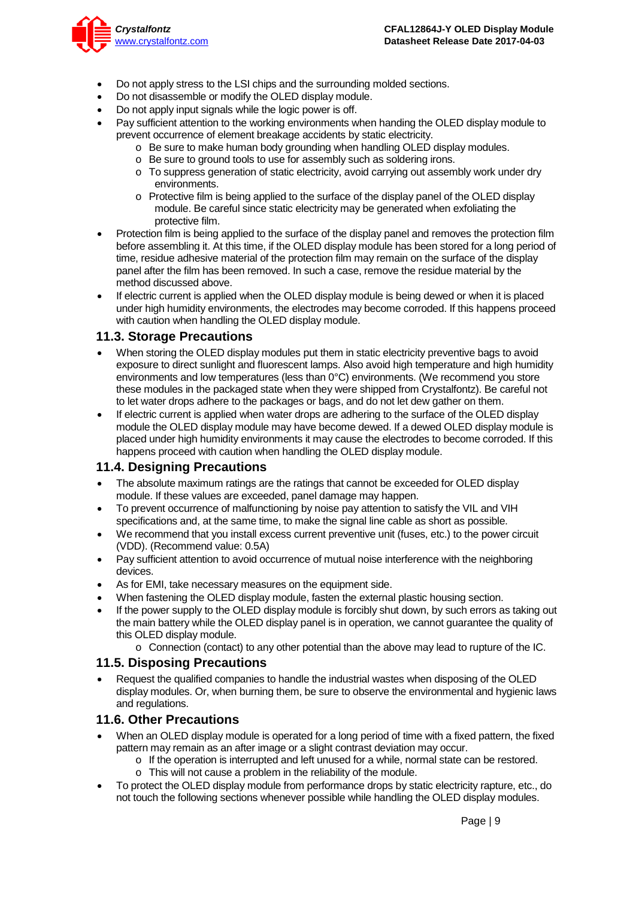- Do not apply stress to the LSI chips and the surrounding molded sections.
- Do not disassemble or modify the OLED display module.
- Do not apply input signals while the logic power is off.
- Pay sufficient attention to the working environments when handing the OLED display module to prevent occurrence of element breakage accidents by static electricity.
  - Be sure to make human body grounding when handling OLED display modules.
  - Be sure to ground tools to use for assembly such as soldering irons.
  - To suppress generation of static electricity, avoid carrying out assembly work under dry environments.
  - Protective film is being applied to the surface of the display panel of the OLED display module. Be careful since static electricity may be generated when exfoliating the protective film.
- Protection film is being applied to the surface of the display panel and removes the protection film before assembling it. At this time, if the OLED display module has been stored for a long period of time, residue adhesive material of the protection film may remain on the surface of the display panel after the film has been removed. In such a case, remove the residue material by the method discussed above.
- If electric current is applied when the OLED display module is being dewed or when it is placed under high humidity environments, the electrodes may become corroded. If this happens proceed with caution when handling the OLED display module.

## 11.3. Storage Precautions

- When storing the OLED display modules put them in static electricity preventive bags to avoid exposure to direct sunlight and fluorescent lamps. Also avoid high temperature and high humidity environments and low temperatures (less than 0°C) environments. (We recommend you store these modules in the packaged state when they were shipped from Crystalfontz). Be careful not to let water drops adhere to the packages or bags, and do not let dew gather on them.
- If electric current is applied when water drops are adhering to the surface of the OLED display module the OLED display module may have become dewed. If a dewed OLED display module is placed under high humidity environments it may cause the electrodes to become corroded. If this happens proceed with caution when handling the OLED display module.

## 11.4. Designing Precautions

- The absolute maximum ratings are the ratings that cannot be exceeded for OLED display module. If these values are exceeded, panel damage may happen.
- To prevent occurrence of malfunctioning by noise pay attention to satisfy the VIL and VIH specifications and, at the same time, to make the signal line cable as short as possible.
- We recommend that you install excess current preventive unit (fuses, etc.) to the power circuit (VDD). (Recommend value: 0.5A)
- Pay sufficient attention to avoid occurrence of mutual noise interference with the neighboring devices.
- As for EMI, take necessary measures on the equipment side.
- When fastening the OLED display module, fasten the external plastic housing section.
- If the power supply to the OLED display module is forcibly shut down, by such errors as taking out the main battery while the OLED display panel is in operation, we cannot guarantee the quality of this OLED display module.
  - Connection (contact) to any other potential than the above may lead to rupture of the IC.

## 11.5. Disposing Precautions

- Request the qualified companies to handle the industrial wastes when disposing of the OLED display modules. Or, when burning them, be sure to observe the environmental and hygienic laws and regulations.

## 11.6. Other Precautions

- When an OLED display module is operated for a long period of time with a fixed pattern, the fixed pattern may remain as an after image or a slight contrast deviation may occur.
  - If the operation is interrupted and left unused for a while, normal state can be restored.
  - This will not cause a problem in the reliability of the module.
- To protect the OLED display module from performance drops by static electricity rapture, etc., do not touch the following sections whenever possible while handling the OLED display modules.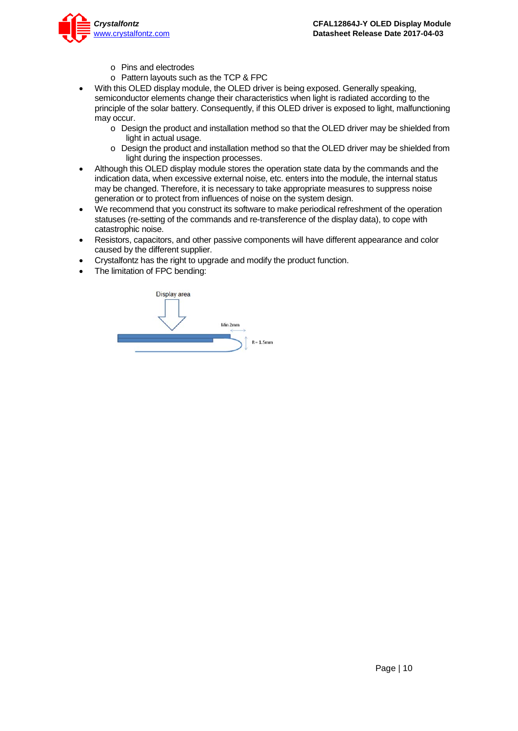- Pins and electrodes
- Pattern layouts such as the TCP & FPC

- With this OLED display module, the OLED driver is being exposed. Generally speaking, semiconductor elements change their characteristics when light is radiated according to the principle of the solar battery. Consequently, if this OLED driver is exposed to light, malfunctioning may occur.
  - Design the product and installation method so that the OLED driver may be shielded from light in actual usage.
  - Design the product and installation method so that the OLED driver may be shielded from light during the inspection processes.
- Although this OLED display module stores the operation state data by the commands and the indication data, when excessive external noise, etc. enters into the module, the internal status may be changed. Therefore, it is necessary to take appropriate measures to suppress noise generation or to protect from influences of noise on the system design.
- We recommend that you construct its software to make periodical refreshment of the operation statuses (re-setting of the commands and re-transference of the display data), to cope with catastrophic noise.
- Resistors, capacitors, and other passive components will have different appearance and color caused by the different supplier.
- Crystalfontz has the right to upgrade and modify the product function.
- The limitation of FPC bending:

Display area

Min 2mm

R= 1.5mm